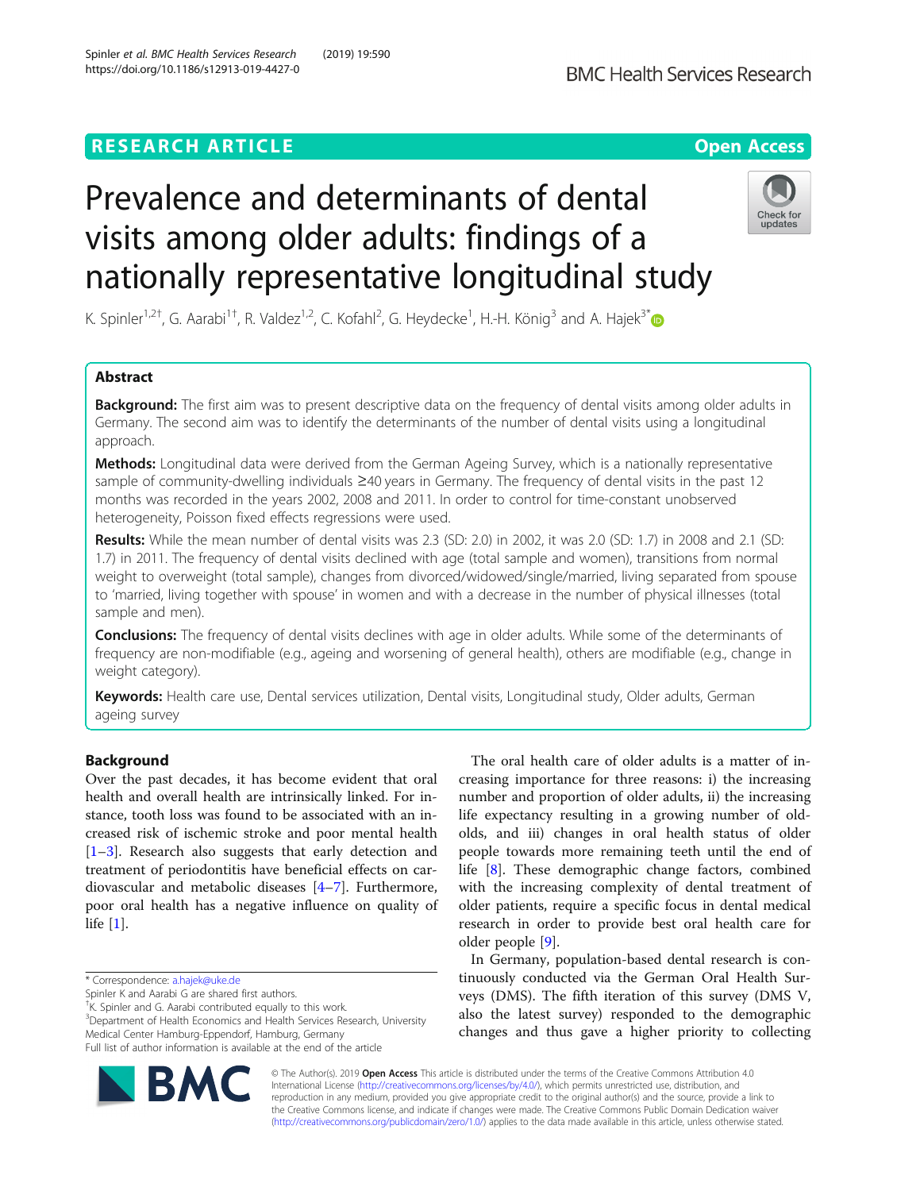RESEARCH ARTICLE

Open Access

# Prevalence and determinants of dental visits among older adults: findings of a nationally representative longitudinal study

K. Spinler[1,2†], G. Aarabi[1†], R. Valdez[1,2], C. Kofahl[2], G. Heydecke[1], H.-H. König[3] and A. Hajek[3*]

## Abstract

**Background:** The first aim was to present descriptive data on the frequency of dental visits among older adults in Germany. The second aim was to identify the determinants of the number of dental visits using a longitudinal approach.

**Methods:** Longitudinal data were derived from the German Ageing Survey, which is a nationally representative sample of community-dwelling individuals ≥40 years in Germany. The frequency of dental visits in the past 12 months was recorded in the years 2002, 2008 and 2011. In order to control for time-constant unobserved heterogeneity, Poisson fixed effects regressions were used.

**Results:** While the mean number of dental visits was 2.3 (SD: 2.0) in 2002, it was 2.0 (SD: 1.7) in 2008 and 2.1 (SD: 1.7) in 2011. The frequency of dental visits declined with age (total sample and women), transitions from normal weight to overweight (total sample), changes from divorced/widowed/single/married, living separated from spouse to 'married, living together with spouse' in women and with a decrease in the number of physical illnesses (total sample and men).

**Conclusions:** The frequency of dental visits declines with age in older adults. While some of the determinants of frequency are non-modifiable (e.g., ageing and worsening of general health), others are modifiable (e.g., change in weight category).

**Keywords:** Health care use, Dental services utilization, Dental visits, Longitudinal study, Older adults, German ageing survey

## Background

Over the past decades, it has become evident that oral health and overall health are intrinsically linked. For instance, tooth loss was found to be associated with an increased risk of ischemic stroke and poor mental health [1–3]. Research also suggests that early detection and treatment of periodontitis have beneficial effects on cardiovascular and metabolic diseases [4–7]. Furthermore, poor oral health has a negative influence on quality of life [1].

The oral health care of older adults is a matter of increasing importance for three reasons: i) the increasing number and proportion of older adults, ii) the increasing life expectancy resulting in a growing number of old-olds, and iii) changes in oral health status of older people towards more remaining teeth until the end of life [8]. These demographic change factors, combined with the increasing complexity of dental treatment of older patients, require a specific focus in dental medical research in order to provide best oral health care for older people [9].

In Germany, population-based dental research is continuously conducted via the German Oral Health Surveys (DMS). The fifth iteration of this survey (DMS V, also the latest survey) responded to the demographic changes and thus gave a higher priority to collecting

\* Correspondence: a.hajek@uke.de
Spinler K and Aarabi G are shared first authors.
†K. Spinler and G. Aarabi contributed equally to this work.
[3]Department of Health Economics and Health Services Research, University Medical Center Hamburg-Eppendorf, Hamburg, Germany
Full list of author information is available at the end of the article

© The Author(s). 2019 **Open Access** This article is distributed under the terms of the Creative Commons Attribution 4.0 International License (http://creativecommons.org/licenses/by/4.0/), which permits unrestricted use, distribution, and reproduction in any medium, provided you give appropriate credit to the original author(s) and the source, provide a link to the Creative Commons license, and indicate if changes were made. The Creative Commons Public Domain Dedication waiver (http://creativecommons.org/publicdomain/zero/1.0/) applies to the data made available in this article, unless otherwise stated.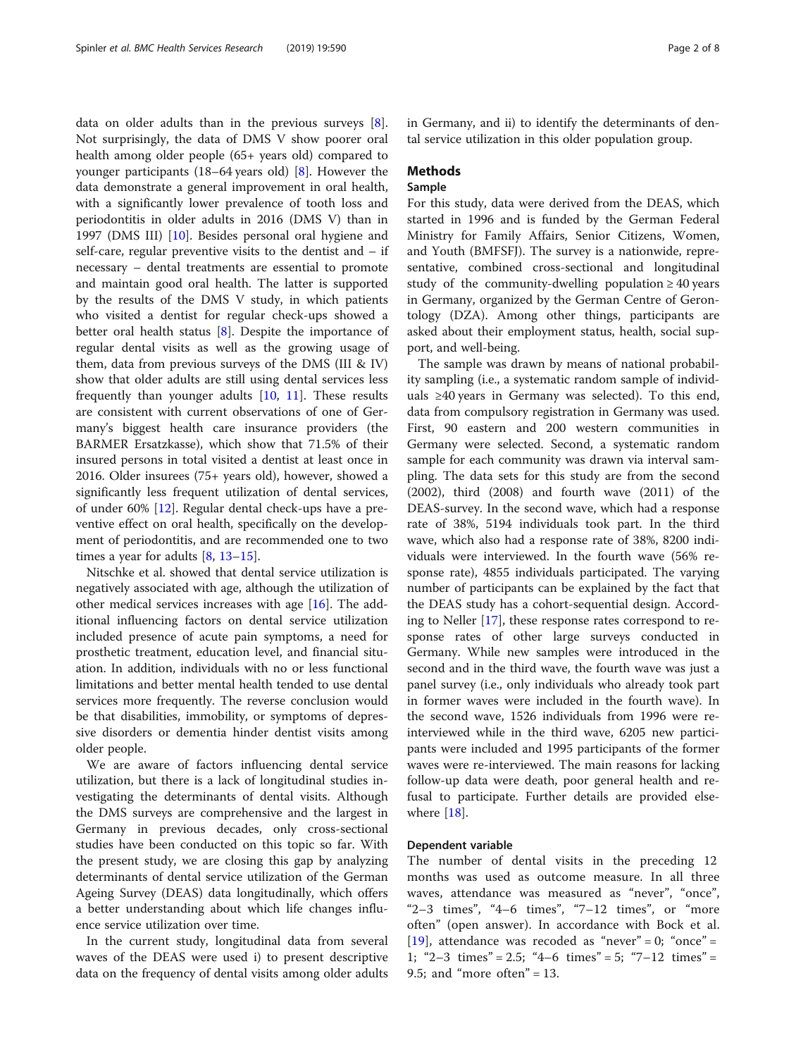data on older adults than in the previous surveys [8]. Not surprisingly, the data of DMS V show poorer oral health among older people (65+ years old) compared to younger participants (18–64 years old) [8]. However the data demonstrate a general improvement in oral health, with a significantly lower prevalence of tooth loss and periodontitis in older adults in 2016 (DMS V) than in 1997 (DMS III) [10]. Besides personal oral hygiene and self-care, regular preventive visits to the dentist and – if necessary – dental treatments are essential to promote and maintain good oral health. The latter is supported by the results of the DMS V study, in which patients who visited a dentist for regular check-ups showed a better oral health status [8]. Despite the importance of regular dental visits as well as the growing usage of them, data from previous surveys of the DMS (III & IV) show that older adults are still using dental services less frequently than younger adults [10, 11]. These results are consistent with current observations of one of Germany's biggest health care insurance providers (the BARMER Ersatzkasse), which show that 71.5% of their insured persons in total visited a dentist at least once in 2016. Older insurees (75+ years old), however, showed a significantly less frequent utilization of dental services, of under 60% [12]. Regular dental check-ups have a preventive effect on oral health, specifically on the development of periodontitis, and are recommended one to two times a year for adults [8, 13–15].

Nitschke et al. showed that dental service utilization is negatively associated with age, although the utilization of other medical services increases with age [16]. The additional influencing factors on dental service utilization included presence of acute pain symptoms, a need for prosthetic treatment, education level, and financial situation. In addition, individuals with no or less functional limitations and better mental health tended to use dental services more frequently. The reverse conclusion would be that disabilities, immobility, or symptoms of depressive disorders or dementia hinder dentist visits among older people.

We are aware of factors influencing dental service utilization, but there is a lack of longitudinal studies investigating the determinants of dental visits. Although the DMS surveys are comprehensive and the largest in Germany in previous decades, only cross-sectional studies have been conducted on this topic so far. With the present study, we are closing this gap by analyzing determinants of dental service utilization of the German Ageing Survey (DEAS) data longitudinally, which offers a better understanding about which life changes influence service utilization over time.

In the current study, longitudinal data from several waves of the DEAS were used i) to present descriptive data on the frequency of dental visits among older adults in Germany, and ii) to identify the determinants of dental service utilization in this older population group.

## Methods

### Sample

For this study, data were derived from the DEAS, which started in 1996 and is funded by the German Federal Ministry for Family Affairs, Senior Citizens, Women, and Youth (BMFSFJ). The survey is a nationwide, representative, combined cross-sectional and longitudinal study of the community-dwelling population ≥ 40 years in Germany, organized by the German Centre of Gerontology (DZA). Among other things, participants are asked about their employment status, health, social support, and well-being.

The sample was drawn by means of national probability sampling (i.e., a systematic random sample of individuals ≥40 years in Germany was selected). To this end, data from compulsory registration in Germany was used. First, 90 eastern and 200 western communities in Germany were selected. Second, a systematic random sample for each community was drawn via interval sampling. The data sets for this study are from the second (2002), third (2008) and fourth wave (2011) of the DEAS-survey. In the second wave, which had a response rate of 38%, 5194 individuals took part. In the third wave, which also had a response rate of 38%, 8200 individuals were interviewed. In the fourth wave (56% response rate), 4855 individuals participated. The varying number of participants can be explained by the fact that the DEAS study has a cohort-sequential design. According to Neller [17], these response rates correspond to response rates of other large surveys conducted in Germany. While new samples were introduced in the second and in the third wave, the fourth wave was just a panel survey (i.e., only individuals who already took part in former waves were included in the fourth wave). In the second wave, 1526 individuals from 1996 were re-interviewed while in the third wave, 6205 new participants were included and 1995 participants of the former waves were re-interviewed. The main reasons for lacking follow-up data were death, poor general health and refusal to participate. Further details are provided elsewhere [18].

### Dependent variable

The number of dental visits in the preceding 12 months was used as outcome measure. In all three waves, attendance was measured as "never", "once", "2–3 times", "4–6 times", "7–12 times", or "more often" (open answer). In accordance with Bock et al. [19], attendance was recoded as "never" = 0; "once" = 1; "2–3 times" = 2.5; "4–6 times" = 5; "7–12 times" = 9.5; and "more often" = 13.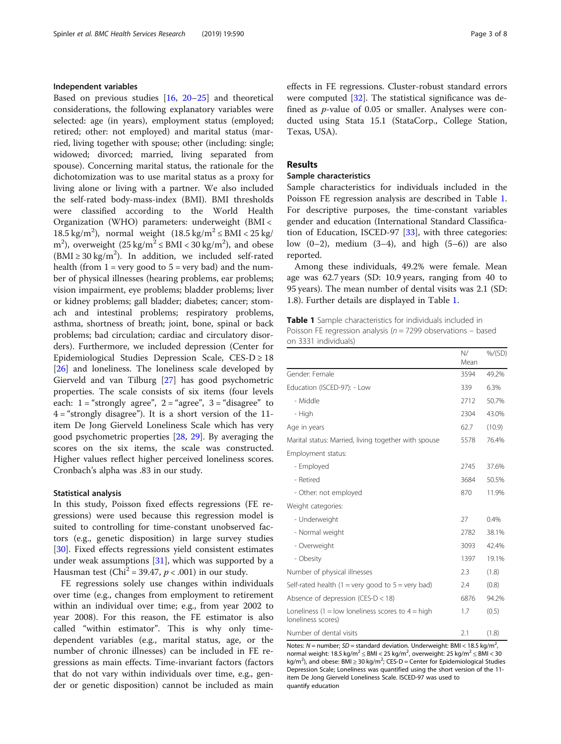### Independent variables

Based on previous studies [16, 20–25] and theoretical considerations, the following explanatory variables were selected: age (in years), employment status (employed; retired; other: not employed) and marital status (married, living together with spouse; other (including: single; widowed; divorced; married, living separated from spouse). Concerning marital status, the rationale for the dichotomization was to use marital status as a proxy for living alone or living with a partner. We also included the self-rated body-mass-index (BMI). BMI thresholds were classified according to the World Health Organization (WHO) parameters: underweight ($BMI < 18.5\,kg/m^2$), normal weight ($18.5\,kg/m^2 \leq BMI < 25\,kg/m^2$), overweight ($25\,kg/m^2 \leq BMI < 30\,kg/m^2$), and obese ($BMI \geq 30\,kg/m^2$). In addition, we included self-rated health (from 1 = very good to 5 = very bad) and the number of physical illnesses (hearing problems, ear problems; vision impairment, eye problems; bladder problems; liver or kidney problems; gall bladder; diabetes; cancer; stomach and intestinal problems; respiratory problems, asthma, shortness of breath; joint, bone, spinal or back problems; bad circulation; cardiac and circulatory disorders). Furthermore, we included depression (Center for Epidemiological Studies Depression Scale, CES-D ≥ 18 [26] and loneliness. The loneliness scale developed by Gierveld and van Tilburg [27] has good psychometric properties. The scale consists of six items (four levels each: 1 = "strongly agree", 2 = "agree", 3 = "disagree" to 4 = "strongly disagree"). It is a short version of the 11-item De Jong Gierveld Loneliness Scale which has very good psychometric properties [28, 29]. By averaging the scores on the six items, the scale was constructed. Higher values reflect higher perceived loneliness scores. Cronbach's alpha was .83 in our study.

### Statistical analysis

In this study, Poisson fixed effects regressions (FE regressions) were used because this regression model is suited to controlling for time-constant unobserved factors (e.g., genetic disposition) in large survey studies [30]. Fixed effects regressions yield consistent estimates under weak assumptions [31], which was supported by a Hausman test ($Chi^2 = 39.47$, $p < .001$) in our study.

FE regressions solely use changes within individuals over time (e.g., changes from employment to retirement within an individual over time; e.g., from year 2002 to year 2008). For this reason, the FE estimator is also called "within estimator". This is why only time-dependent variables (e.g., marital status, age, or the number of chronic illnesses) can be included in FE regressions as main effects. Time-invariant factors (factors that do not vary within individuals over time, e.g., gender or genetic disposition) cannot be included as main effects in FE regressions. Cluster-robust standard errors were computed [32]. The statistical significance was defined as *p*-value of 0.05 or smaller. Analyses were conducted using Stata 15.1 (StataCorp., College Station, Texas, USA).

## Results

### Sample characteristics

Sample characteristics for individuals included in the Poisson FE regression analysis are described in Table 1. For descriptive purposes, the time-constant variables gender and education (International Standard Classification of Education, ISCED-97 [33], with three categories: low (0–2), medium (3–4), and high (5–6)) are also reported.

Among these individuals, 49.2% were female. Mean age was 62.7 years (SD: 10.9 years, ranging from 40 to 95 years). The mean number of dental visits was 2.1 (SD: 1.8). Further details are displayed in Table 1.

**Table 1** Sample characteristics for individuals included in Poisson FE regression analysis (n = 7299 observations – based on 3331 individuals)

| | N/ Mean | %/(SD) |
|---|---|---|
| Gender: Female | 3594 | 49.2% |
| Education (ISCED-97): - Low | 339 | 6.3% |
| - Middle | 2712 | 50.7% |
| - High | 2304 | 43.0% |
| Age in years | 62.7 | (10.9) |
| Marital status: Married, living together with spouse | 5578 | 76.4% |
| Employment status: | | |
| - Employed | 2745 | 37.6% |
| - Retired | 3684 | 50.5% |
| - Other: not employed | 870 | 11.9% |
| Weight categories: | | |
| - Underweight | 27 | 0.4% |
| - Normal weight | 2782 | 38.1% |
| - Overweight | 3093 | 42.4% |
| - Obesity | 1397 | 19.1% |
| Number of physical illnesses | 2.3 | (1.8) |
| Self-rated health (1 = very good to 5 = very bad) | 2.4 | (0.8) |
| Absence of depression (CES-D < 18) | 6876 | 94.2% |
| Loneliness (1 = low loneliness scores to 4 = high loneliness scores) | 1.7 | (0.5) |
| Number of dental visits | 2.1 | (1.8) |

Notes: N = number; SD = standard deviation. Underweight: $BMI < 18.5\,kg/m^2$, normal weight: $18.5\,kg/m^2 \leq BMI < 25\,kg/m^2$, overweight: $25\,kg/m^2 \leq BMI < 30\,kg/m^2$), and obese: $BMI \geq 30\,kg/m^2$; CES-D = Center for Epidemiological Studies Depression Scale; Loneliness was quantified using the short version of the 11-item De Jong Gierveld Loneliness Scale. ISCED-97 was used to quantify education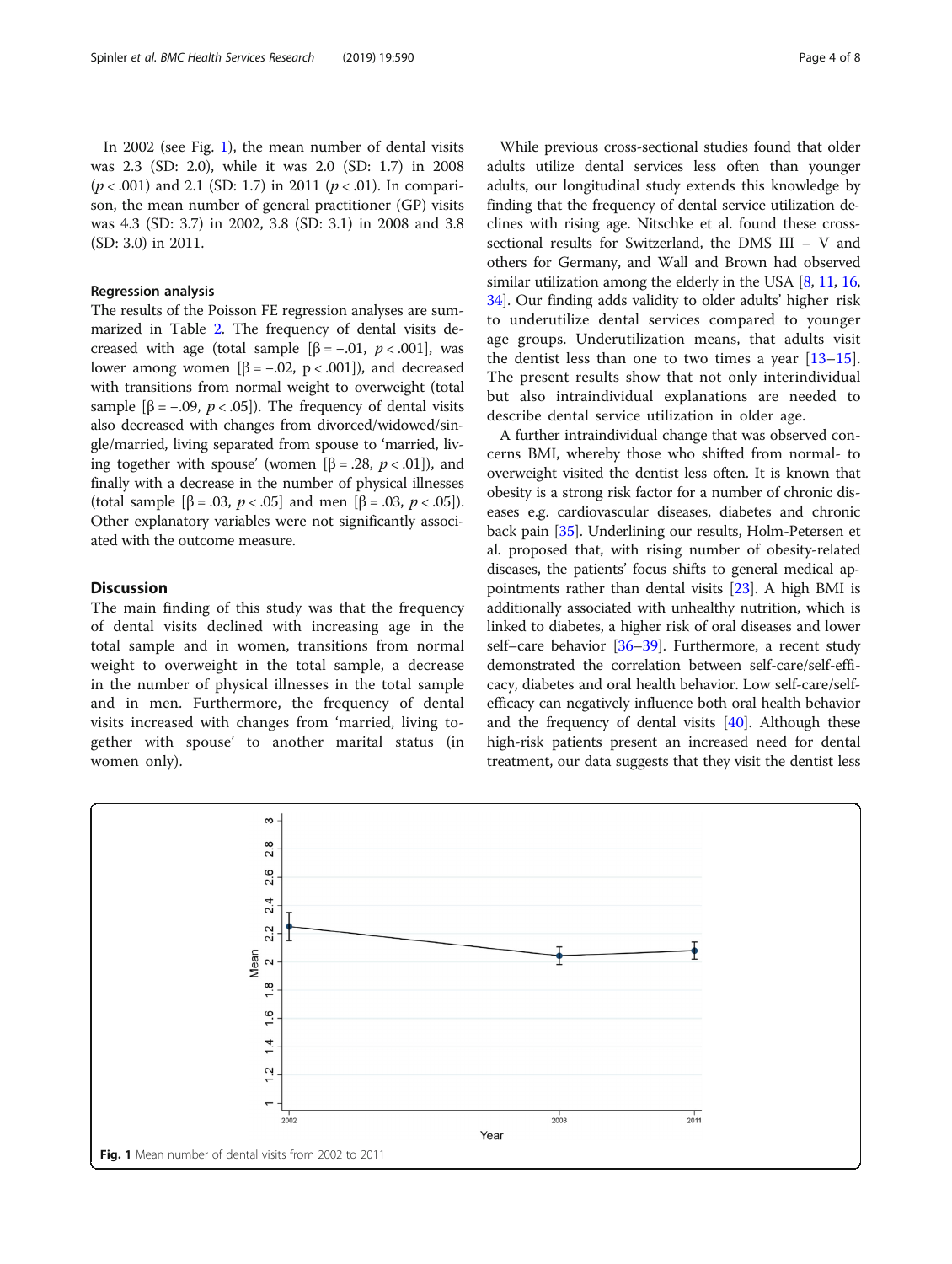In 2002 (see Fig. 1), the mean number of dental visits was 2.3 (SD: 2.0), while it was 2.0 (SD: 1.7) in 2008 ($p < .001$) and 2.1 (SD: 1.7) in 2011 ($p < .01$). In comparison, the mean number of general practitioner (GP) visits was 4.3 (SD: 3.7) in 2002, 3.8 (SD: 3.1) in 2008 and 3.8 (SD: 3.0) in 2011.

### Regression analysis

The results of the Poisson FE regression analyses are summarized in Table 2. The frequency of dental visits decreased with age (total sample [$\beta = -.01$, $p < .001$], was lower among women [$\beta = -.02$, $p < .001$]), and decreased with transitions from normal weight to overweight (total sample [$\beta = -.09$, $p < .05$]). The frequency of dental visits also decreased with changes from divorced/widowed/single/married, living separated from spouse to 'married, living together with spouse' (women [$\beta = .28$, $p < .01$]), and finally with a decrease in the number of physical illnesses (total sample [$\beta = .03$, $p < .05$] and men [$\beta = .03$, $p < .05$]). Other explanatory variables were not significantly associated with the outcome measure.

## Discussion

The main finding of this study was that the frequency of dental visits declined with increasing age in the total sample and in women, transitions from normal weight to overweight in the total sample, a decrease in the number of physical illnesses in the total sample and in men. Furthermore, the frequency of dental visits increased with changes from 'married, living together with spouse' to another marital status (in women only).

While previous cross-sectional studies found that older adults utilize dental services less often than younger adults, our longitudinal study extends this knowledge by finding that the frequency of dental service utilization declines with rising age. Nitschke et al. found these cross-sectional results for Switzerland, the DMS III – V and others for Germany, and Wall and Brown had observed similar utilization among the elderly in the USA [8, 11, 16, 34]. Our finding adds validity to older adults' higher risk to underutilize dental services compared to younger age groups. Underutilization means, that adults visit the dentist less than one to two times a year [13–15]. The present results show that not only interindividual but also intraindividual explanations are needed to describe dental service utilization in older age.

A further intraindividual change that was observed concerns BMI, whereby those who shifted from normal- to overweight visited the dentist less often. It is known that obesity is a strong risk factor for a number of chronic diseases e.g. cardiovascular diseases, diabetes and chronic back pain [35]. Underlining our results, Holm-Petersen et al. proposed that, with rising number of obesity-related diseases, the patients' focus shifts to general medical appointments rather than dental visits [23]. A high BMI is additionally associated with unhealthy nutrition, which is linked to diabetes, a higher risk of oral diseases and lower self–care behavior [36–39]. Furthermore, a recent study demonstrated the correlation between self-care/self-efficacy, diabetes and oral health behavior. Low self-care/self-efficacy can negatively influence both oral health behavior and the frequency of dental visits [40]. Although these high-risk patients present an increased need for dental treatment, our data suggests that they visit the dentist less

**Fig. 1** Mean number of dental visits from 2002 to 2011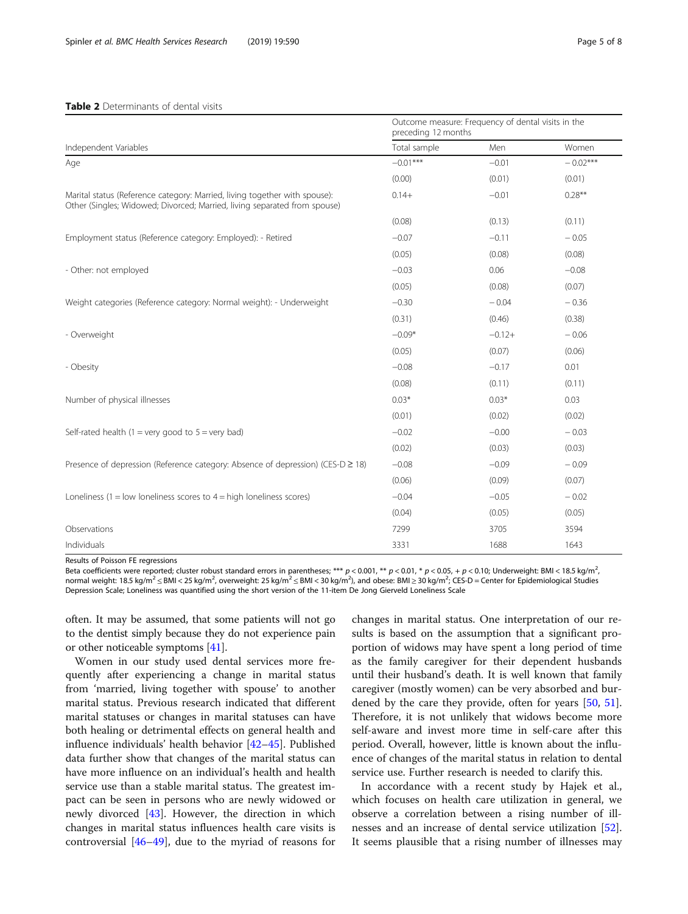**Table 2** Determinants of dental visits

| Independent Variables | Outcome measure: Frequency of dental visits in the preceding 12 months | | |
|---|---|---|---|
| | Total sample | Men | Women |
| Age | −0.01*** | −0.01 | −0.02*** |
| | (0.00) | (0.01) | (0.01) |
| Marital status (Reference category: Married, living together with spouse): Other (Singles; Widowed; Divorced; Married, living separated from spouse) | 0.14+ | −0.01 | 0.28** |
| | (0.08) | (0.13) | (0.11) |
| Employment status (Reference category: Employed): - Retired | −0.07 | −0.11 | −0.05 |
| | (0.05) | (0.08) | (0.08) |
| - Other: not employed | −0.03 | 0.06 | −0.08 |
| | (0.05) | (0.08) | (0.07) |
| Weight categories (Reference category: Normal weight): - Underweight | −0.30 | −0.04 | −0.36 |
| | (0.31) | (0.46) | (0.38) |
| - Overweight | −0.09* | −0.12+ | −0.06 |
| | (0.05) | (0.07) | (0.06) |
| - Obesity | −0.08 | −0.17 | 0.01 |
| | (0.08) | (0.11) | (0.11) |
| Number of physical illnesses | 0.03* | 0.03* | 0.03 |
| | (0.01) | (0.02) | (0.02) |
| Self-rated health (1 = very good to 5 = very bad) | −0.02 | −0.00 | −0.03 |
| | (0.02) | (0.03) | (0.03) |
| Presence of depression (Reference category: Absence of depression) (CES-D ≥ 18) | −0.08 | −0.09 | −0.09 |
| | (0.06) | (0.09) | (0.07) |
| Loneliness (1 = low loneliness scores to 4 = high loneliness scores) | −0.04 | −0.05 | −0.02 |
| | (0.04) | (0.05) | (0.05) |
| Observations | 7299 | 3705 | 3594 |
| Individuals | 3331 | 1688 | 1643 |

Results of Poisson FE regressions

Beta coefficients were reported; cluster robust standard errors in parentheses; *** $p < 0.001$, ** $p < 0.01$, * $p < 0.05$, + $p < 0.10$; Underweight: BMI < 18.5 kg/m$^2$, normal weight: 18.5 kg/m$^2$ ≤ BMI < 25 kg/m$^2$, overweight: 25 kg/m$^2$ ≤ BMI < 30 kg/m$^2$), and obese: BMI ≥ 30 kg/m$^2$; CES-D = Center for Epidemiological Studies Depression Scale; Loneliness was quantified using the short version of the 11-item De Jong Gierveld Loneliness Scale

often. It may be assumed, that some patients will not go to the dentist simply because they do not experience pain or other noticeable symptoms [41].

Women in our study used dental services more frequently after experiencing a change in marital status from 'married, living together with spouse' to another marital status. Previous research indicated that different marital statuses or changes in marital statuses can have both healing or detrimental effects on general health and influence individuals' health behavior [42–45]. Published data further show that changes of the marital status can have more influence on an individual's health and health service use than a stable marital status. The greatest impact can be seen in persons who are newly widowed or newly divorced [43]. However, the direction in which changes in marital status influences health care visits is controversial [46–49], due to the myriad of reasons for changes in marital status. One interpretation of our results is based on the assumption that a significant proportion of widows may have spent a long period of time as the family caregiver for their dependent husbands until their husband's death. It is well known that family caregiver (mostly women) can be very absorbed and burdened by the care they provide, often for years [50, 51]. Therefore, it is not unlikely that widows become more self-aware and invest more time in self-care after this period. Overall, however, little is known about the influence of changes of the marital status in relation to dental service use. Further research is needed to clarify this.

In accordance with a recent study by Hajek et al., which focuses on health care utilization in general, we observe a correlation between a rising number of illnesses and an increase of dental service utilization [52]. It seems plausible that a rising number of illnesses may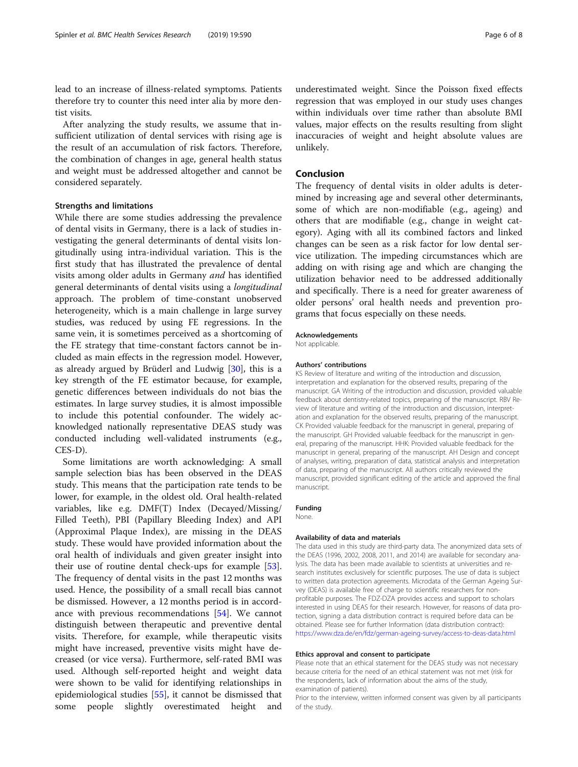lead to an increase of illness-related symptoms. Patients therefore try to counter this need inter alia by more dentist visits.

After analyzing the study results, we assume that insufficient utilization of dental services with rising age is the result of an accumulation of risk factors. Therefore, the combination of changes in age, general health status and weight must be addressed altogether and cannot be considered separately.

### Strengths and limitations

While there are some studies addressing the prevalence of dental visits in Germany, there is a lack of studies investigating the general determinants of dental visits longitudinally using intra-individual variation. This is the first study that has illustrated the prevalence of dental visits among older adults in Germany *and* has identified general determinants of dental visits using a *longitudinal* approach. The problem of time-constant unobserved heterogeneity, which is a main challenge in large survey studies, was reduced by using FE regressions. In the same vein, it is sometimes perceived as a shortcoming of the FE strategy that time-constant factors cannot be included as main effects in the regression model. However, as already argued by Brüderl and Ludwig [30], this is a key strength of the FE estimator because, for example, genetic differences between individuals do not bias the estimates. In large survey studies, it is almost impossible to include this potential confounder. The widely acknowledged nationally representative DEAS study was conducted including well-validated instruments (e.g., CES-D).

Some limitations are worth acknowledging: A small sample selection bias has been observed in the DEAS study. This means that the participation rate tends to be lower, for example, in the oldest old. Oral health-related variables, like e.g. DMF(T) Index (Decayed/Missing/Filled Teeth), PBI (Papillary Bleeding Index) and API (Approximal Plaque Index), are missing in the DEAS study. These would have provided information about the oral health of individuals and given greater insight into their use of routine dental check-ups for example [53]. The frequency of dental visits in the past 12 months was used. Hence, the possibility of a small recall bias cannot be dismissed. However, a 12 months period is in accordance with previous recommendations [54]. We cannot distinguish between therapeutic and preventive dental visits. Therefore, for example, while therapeutic visits might have increased, preventive visits might have decreased (or vice versa). Furthermore, self-rated BMI was used. Although self-reported height and weight data were shown to be valid for identifying relationships in epidemiological studies [55], it cannot be dismissed that some people slightly overestimated height and underestimated weight. Since the Poisson fixed effects regression that was employed in our study uses changes within individuals over time rather than absolute BMI values, major effects on the results resulting from slight inaccuracies of weight and height absolute values are unlikely.

## Conclusion

The frequency of dental visits in older adults is determined by increasing age and several other determinants, some of which are non-modifiable (e.g., ageing) and others that are modifiable (e.g., change in weight category). Aging with all its combined factors and linked changes can be seen as a risk factor for low dental service utilization. The impeding circumstances which are adding on with rising age and which are changing the utilization behavior need to be addressed additionally and specifically. There is a need for greater awareness of older persons' oral health needs and prevention programs that focus especially on these needs.

#### Acknowledgements

Not applicable.

#### Authors' contributions

KS Review of literature and writing of the introduction and discussion, interpretation and explanation for the observed results, preparing of the manuscript. GA Writing of the introduction and discussion, provided valuable feedback about dentistry-related topics, preparing of the manuscript. RBV Review of literature and writing of the introduction and discussion, interpretation and explanation for the observed results, preparing of the manuscript. CK Provided valuable feedback for the manuscript in general, preparing of the manuscript. GH Provided valuable feedback for the manuscript in general, preparing of the manuscript. HHK: Provided valuable feedback for the manuscript in general, preparing of the manuscript. AH Design and concept of analyses, writing, preparation of data, statistical analysis and interpretation of data, preparing of the manuscript. All authors critically reviewed the manuscript, provided significant editing of the article and approved the final manuscript.

#### Funding

None.

#### Availability of data and materials

The data used in this study are third-party data. The anonymized data sets of the DEAS (1996, 2002, 2008, 2011, and 2014) are available for secondary analysis. The data has been made available to scientists at universities and research institutes exclusively for scientific purposes. The use of data is subject to written data protection agreements. Microdata of the German Ageing Survey (DEAS) is available free of charge to scientific researchers for non-profitable purposes. The FDZ-DZA provides access and support to scholars interested in using DEAS for their research. However, for reasons of data protection, signing a data distribution contract is required before data can be obtained. Please see for further Information (data distribution contract): https://www.dza.de/en/fdz/german-ageing-survey/access-to-deas-data.html

#### Ethics approval and consent to participate

Please note that an ethical statement for the DEAS study was not necessary because criteria for the need of an ethical statement was not met (risk for the respondents, lack of information about the aims of the study, examination of patients).

Prior to the interview, written informed consent was given by all participants of the study.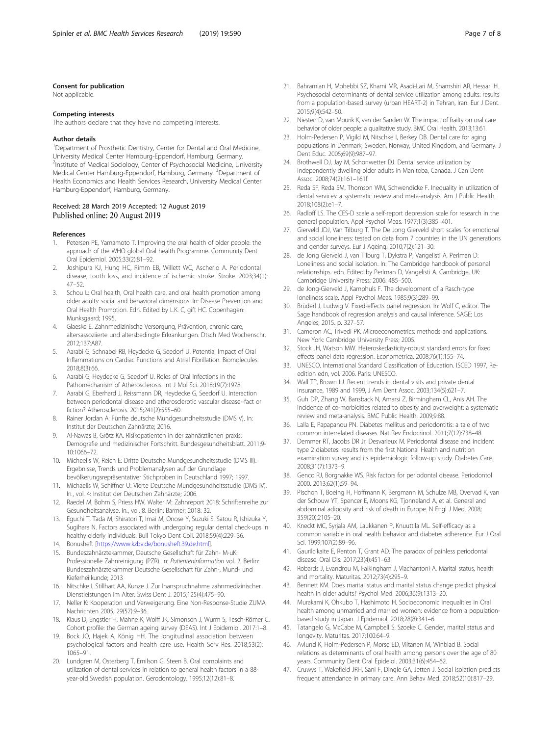### Consent for publication

Not applicable.

### Competing interests

The authors declare that they have no competing interests.

### Author details

[1]Department of Prosthetic Dentistry, Center for Dental and Oral Medicine, University Medical Center Hamburg-Eppendorf, Hamburg, Germany. [2]Institute of Medical Sociology, Center of Psychosocial Medicine, University Medical Center Hamburg-Eppendorf, Hamburg, Germany. [3]Department of Health Economics and Health Services Research, University Medical Center Hamburg-Eppendorf, Hamburg, Germany.

Received: 28 March 2019 Accepted: 12 August 2019
Published online: 20 August 2019

### References

1. Petersen PE, Yamamoto T. Improving the oral health of older people: the approach of the WHO global Oral health Programme. Community Dent Oral Epidemiol. 2005;33(2):81–92.
2. Joshipura KJ, Hung HC, Rimm EB, Willett WC, Ascherio A. Periodontal disease, tooth loss, and incidence of ischemic stroke. Stroke. 2003;34(1): 47–52.
3. Schou L: Oral health, Oral health care, and oral health promotion among older adults: social and behavioral dimensions. In: Disease Prevention and Oral Health Promotion. Edn. Edited by L.K. C, gift HC. Copenhagen: Munksgaard; 1995.
4. Glaeske E. Zahnmedizinische Versorgung, Prävention, chronic care, altersassoziierte und altersbedingte Erkrankungen. Dtsch Med Wochenschr. 2012;137:A87.
5. Aarabi G, Schnabel RB, Heydecke G, Seedorf U. Potential Impact of Oral Inflammations on Cardiac Functions and Atrial Fibrillation. Biomolecules. 2018;8(3):66.
6. Aarabi G, Heydecke G, Seedorf U. Roles of Oral Infections in the Pathomechanism of Atherosclerosis. Int J Mol Sci. 2018;19(7):1978.
7. Aarabi G, Eberhard J, Reissmann DR, Heydecke G, Seedorf U. Interaction between periodontal disease and atherosclerotic vascular disease--fact or fiction? Atherosclerosis. 2015;241(2):555–60.
8. Rainer Jordan A: Fünfte deutsche Mundgesundheitsstudie (DMS V). In: Institut der Deutschen Zahnärzte; 2016.
9. Al-Nawas B, Grötz KA. Risikopatienten in der zahnärztlichen praxis: Demografie und medizinischer Fortschritt. Bundesgesundheitsblatt. 2011;9-10:1066–72.
10. Micheelis W, Reich E: Dritte Deutsche Mundgesundheitsstudie (DMS III). Ergebnisse, Trends und Problemanalysen auf der Grundlage bevölkerungsrepräsentativer Stichproben in Deutschland 1997; 1997.
11. Michaelis W, Schiffner U: Vierte Deutsche Mundgesundheitsstudie (DMS IV). In., vol. 4: Institut der Deutschen Zahnärzte; 2006.
12. Raedel M, Bohm S, Priess HW, Walter M: Zahnreport 2018: Schriftenreihe zur Gesundheitsanalyse. In., vol. 8. Berlin: Barmer; 2018: 32.
13. Eguchi T, Tada M, Shiratori T, Imai M, Onose Y, Suzuki S, Satou R, Ishizuka Y, Sugihara N. Factors associated with undergoing regular dental check-ups in healthy elderly individuals. Bull Tokyo Dent Coll. 2018;59(4):229–36.
14. Bonusheft [https://www.kzbv.de/bonusheft.39.de.html].
15. Bundeszahnärztekammer, Deutsche Gesellschaft für Zahn- M-uK: Professionelle Zahnreinigung (PZR). In: *Patienteninformation* vol. 2. Berlin: Bundeszahnärztekammer Deutsche Gesellschaft für Zahn-, Mund- und Kieferheilkunde; 2013
16. Nitschke I, Stillhart AA, Kunze J. Zur Inanspruchnahme zahnmedizinischer Dienstleistungen im Alter. Swiss Dent J. 2015;125(4):475–90.
17. Neller K: Kooperation und Verweigerung. Eine Non-Response-Studie ZUMA Nachrichten 2005, 29(57):9–36.
18. Klaus D, Engstler H, Mahne K, Wolff JK, Simonson J, Wurm S, Tesch-Römer C. Cohort profile: the German ageing survey (DEAS). Int J Epidemiol. 2017:1–8.
19. Bock JO, Hajek A, König HH. The longitudinal association between psychological factors and health care use. Health Serv Res. 2018;53(2): 1065–91.
20. Lundgren M, Osterberg T, Emilson G, Steen B. Oral complaints and utilization of dental services in relation to general health factors in a 88-year-old Swedish population. Gerodontology. 1995;12(12):81–8.
21. Bahramian H, Mohebbi SZ, Khami MR, Asadi-Lari M, Shamshiri AR, Hessari H. Psychosocial determinants of dental service utilization among adults: results from a population-based survey (urban HEART-2) in Tehran, Iran. Eur J Dent. 2015;9(4):542–50.
22. Niesten D, van Mourik K, van der Sanden W. The impact of frailty on oral care behavior of older people: a qualitative study. BMC Oral Health. 2013;13:61.
23. Holm-Pedersen P, Vigild M, Nitschke I, Berkey DB. Dental care for aging populations in Denmark, Sweden, Norway, United Kingdom, and Germany. J Dent Educ. 2005;69(9):987–97.
24. Brothwell DJ, Jay M, Schonwetter DJ. Dental service utilization by independently dwelling older adults in Manitoba, Canada. J Can Dent Assoc. 2008;74(2):161–161f.
25. Reda SF, Reda SM, Thomson WM, Schwendicke F. Inequality in utilization of dental services: a systematic review and meta-analysis. Am J Public Health. 2018;108(2):e1–7.
26. Radloff LS. The CES-D scale a self-report depression scale for research in the general population. Appl Psychol Meas. 1977;1(3):385–401.
27. Gierveld JDJ, Van Tilburg T. The De Jong Gierveld short scales for emotional and social loneliness: tested on data from 7 countries in the UN generations and gender surveys. Eur J Ageing. 2010;7(2):121–30.
28. de Jong Gierveld J, van Tilburg T, Dykstra P, Vangelisti A, Perlman D: Loneliness and social isolation. In: The Cambridge handbook of personal relationships. edn. Edited by Perlman D, Vangelisti A. Cambridge, UK: Cambridge University Press; 2006: 485–500.
29. de Jong-Gierveld J, Kamphuls F. The development of a Rasch-type loneliness scale. Appl Psychol Meas. 1985;9(3):289–99.
30. Brüderl J, Ludwig V. Fixed-effects panel regression. In: Wolf C, editor. The Sage handbook of regression analysis and causal inference. SAGE: Los Angeles; 2015. p. 327–57.
31. Cameron AC, Trivedi PK. Microeconometrics: methods and applications. New York: Cambridge University Press; 2005.
32. Stock JH, Watson MW. Heteroskedasticity-robust standard errors for fixed effects panel data regression. Econometrica. 2008;76(1):155–74.
33. UNESCO. International Standard Classification of Education. ISCED 1997, Re-edition edn, vol. 2006. Paris: UNESCO.
34. Wall TP, Brown LJ. Recent trends in dental visits and private dental insurance, 1989 and 1999, J Am Dent Assoc. 2003;134(5):621–7.
35. Guh DP, Zhang W, Bansback N, Amarsi Z, Birmingham CL, Anis AH. The incidence of co-morbidities related to obesity and overweight: a systematic review and meta-analysis. BMC Public Health. 2009;9:88.
36. Lalla E, Papapanou PN. Diabetes mellitus and periodontitis: a tale of two common interrelated diseases. Nat Rev Endocrinol. 2011;7(12):738–48.
37. Demmer RT, Jacobs DR Jr, Desvarieux M. Periodontal disease and incident type 2 diabetes: results from the first National Health and nutrition examination survey and its epidemiologic follow-up study. Diabetes Care. 2008;31(7):1373–9.
38. Genco RJ, Borgnakke WS. Risk factors for periodontal disease. Periodontol 2000. 2013;62(1):59–94.
39. Pischon T, Boeing H, Hoffmann K, Bergmann M, Schulze MB, Overvad K, van der Schouw YT, Spencer E, Moons KG, Tjonneland A, et al. General and abdominal adiposity and risk of death in Europe. N Engl J Med. 2008; 359(20):2105–20.
40. Kneckt MC, Syrjala AM, Laukkanen P, Knuuttila ML. Self-efficacy as a common variable in oral health behavior and diabetes adherence. Eur J Oral Sci. 1999;107(2):89–96.
41. Gaurilcikaite E, Renton T, Grant AD. The paradox of painless periodontal disease. Oral Dis. 2017;23(4):451–63.
42. Robards J, Evandrou M, Falkingham J, Vlachantoni A. Marital status, health and mortality. Maturitas. 2012;73(4):295–9.
43. Bennett KM. Does marital status and marital status change predict physical health in older adults? Psychol Med. 2006;36(9):1313–20.
44. Murakami K, Ohkubo T, Hashimoto H. Socioeconomic inequalities in Oral health among unmarried and married women: evidence from a population-based study in Japan. J Epidemiol. 2018;28(8):341–6.
45. Tatangelo G, McCabe M, Campbell S, Szoeke C. Gender, marital status and longevity. Maturitas. 2017;100:64–9.
46. Avlund K, Holm-Pedersen P, Morse ED, Viitanen M, Winblad B. Social relations as determinants of oral health among persons over the age of 80 years. Community Dent Oral Epideiol. 2003;31(6):454–62.
47. Cruwys T, Wakefield JRH, Sani F, Dingle GA, Jetten J. Social isolation predicts frequent attendance in primary care. Ann Behav Med. 2018;52(10):817–29.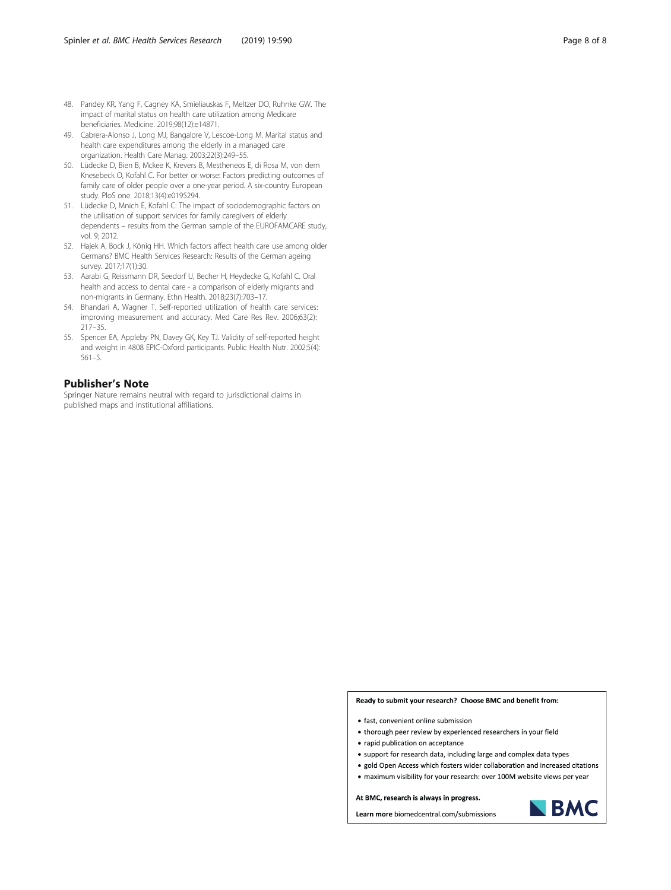48. Pandey KR, Yang F, Cagney KA, Smieliauskas F, Meltzer DO, Ruhnke GW. The impact of marital status on health care utilization among Medicare beneficiaries. Medicine. 2019;98(12):e14871.
49. Cabrera-Alonso J, Long MJ, Bangalore V, Lescoe-Long M. Marital status and health care expenditures among the elderly in a managed care organization. Health Care Manag. 2003;22(3):249–55.
50. Lüdecke D, Bien B, Mckee K, Krevers B, Mestheneos E, di Rosa M, von dem Knesebeck O, Kofahl C. For better or worse: Factors predicting outcomes of family care of older people over a one-year period. A six-country European study. PloS one. 2018;13(4):e0195294.
51. Lüdecke D, Mnich E, Kofahl C: The impact of sociodemographic factors on the utilisation of support services for family caregivers of elderly dependents – results from the German sample of the EUROFAMCARE study, vol. 9; 2012.
52. Hajek A, Bock J, König HH. Which factors affect health care use among older Germans? BMC Health Services Research: Results of the German ageing survey. 2017;17(1):30.
53. Aarabi G, Reissmann DR, Seedorf U, Becher H, Heydecke G, Kofahl C. Oral health and access to dental care - a comparison of elderly migrants and non-migrants in Germany. Ethn Health. 2018;23(7):703–17.
54. Bhandari A, Wagner T. Self-reported utilization of health care services: improving measurement and accuracy. Med Care Res Rev. 2006;63(2):217–35.
55. Spencer EA, Appleby PN, Davey GK, Key TJ. Validity of self-reported height and weight in 4808 EPIC-Oxford participants. Public Health Nutr. 2002;5(4):561–5.

## Publisher's Note

Springer Nature remains neutral with regard to jurisdictional claims in published maps and institutional affiliations.

**Ready to submit your research? Choose BMC and benefit from:**

- fast, convenient online submission
- thorough peer review by experienced researchers in your field
- rapid publication on acceptance
- support for research data, including large and complex data types
- gold Open Access which fosters wider collaboration and increased citations
- maximum visibility for your research: over 100M website views per year

**At BMC, research is always in progress.**

**Learn more** biomedcentral.com/submissions